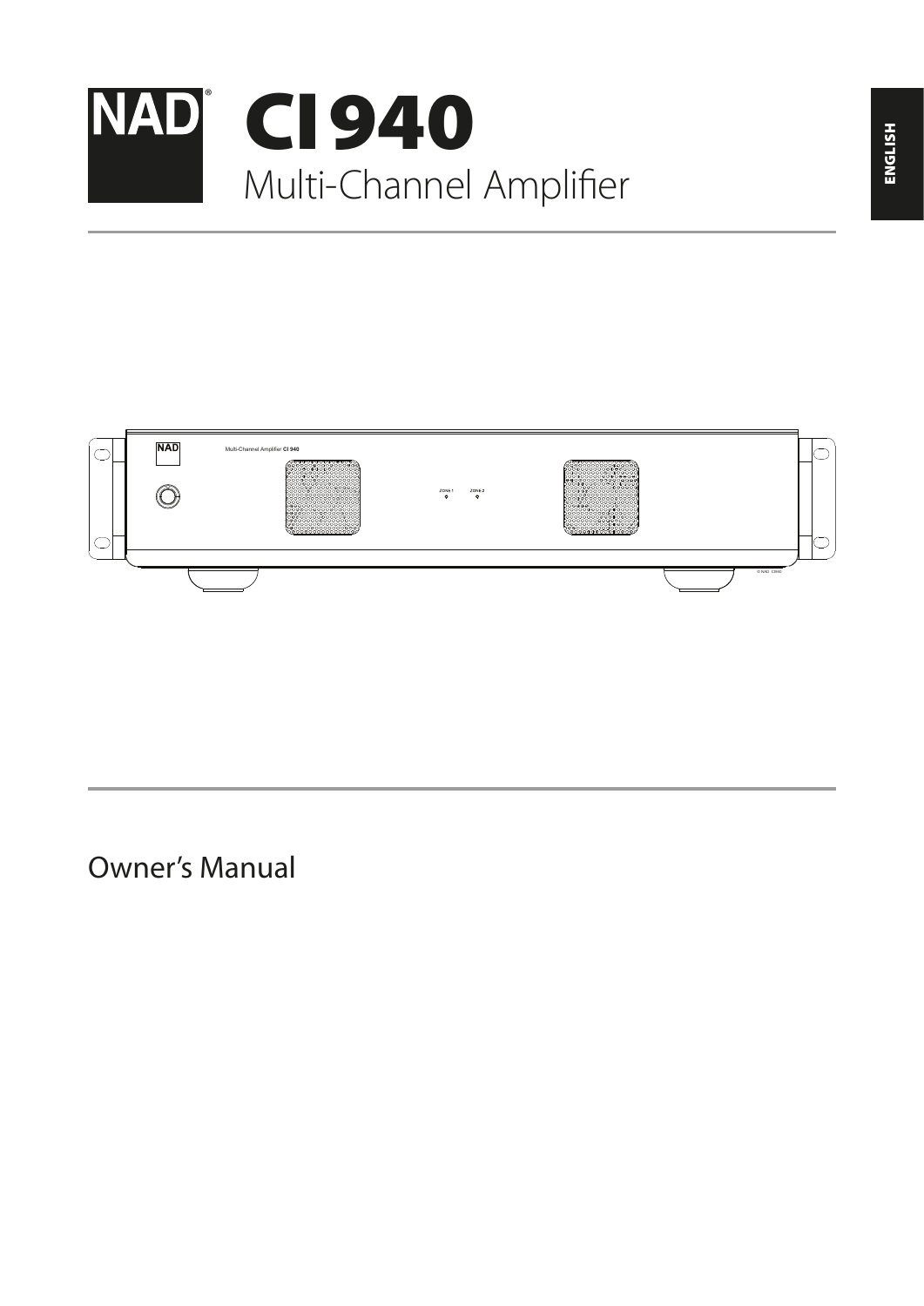NAD®

# CI 940

## Multi-Channel Amplifier

ENGLISH

Owner's Manual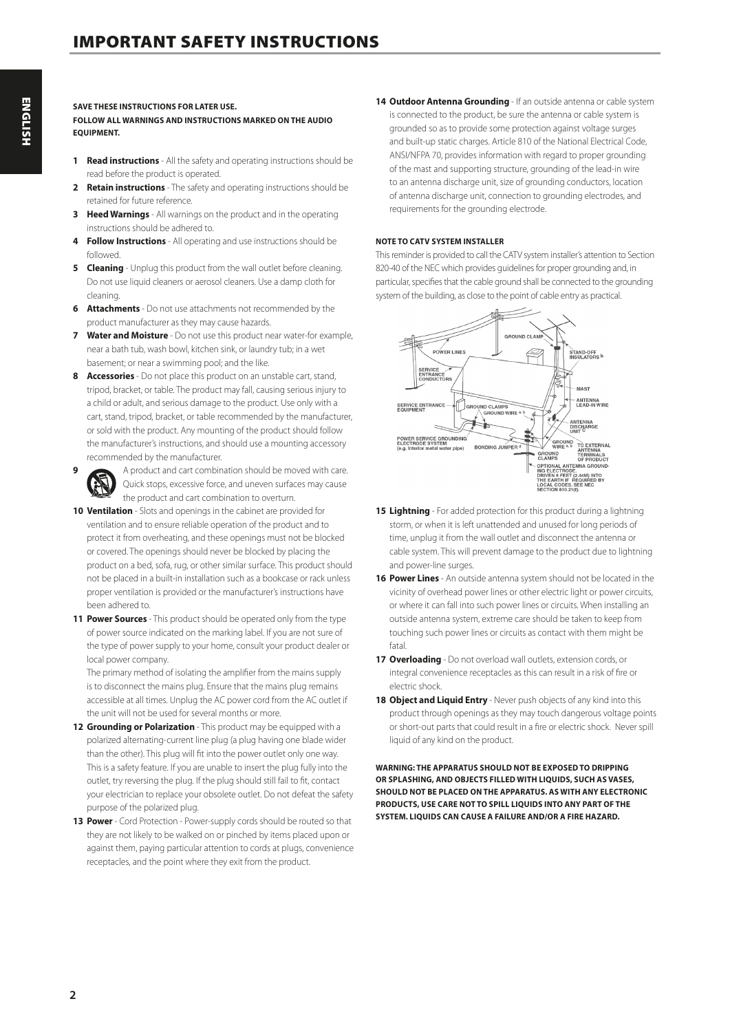# IMPORTANT SAFETY INSTRUCTIONS

**SAVE THESE INSTRUCTIONS FOR LATER USE.**

**FOLLOW ALL WARNINGS AND INSTRUCTIONS MARKED ON THE AUDIO EQUIPMENT.**

1. **Read instructions** - All the safety and operating instructions should be read before the product is operated.
2. **Retain instructions** - The safety and operating instructions should be retained for future reference.
3. **Heed Warnings** - All warnings on the product and in the operating instructions should be adhered to.
4. **Follow Instructions** - All operating and use instructions should be followed.
5. **Cleaning** - Unplug this product from the wall outlet before cleaning. Do not use liquid cleaners or aerosol cleaners. Use a damp cloth for cleaning.
6. **Attachments** - Do not use attachments not recommended by the product manufacturer as they may cause hazards.
7. **Water and Moisture** - Do not use this product near water-for example, near a bath tub, wash bowl, kitchen sink, or laundry tub; in a wet basement; or near a swimming pool; and the like.
8. **Accessories** - Do not place this product on an unstable cart, stand, tripod, bracket, or table. The product may fall, causing serious injury to a child or adult, and serious damage to the product. Use only with a cart, stand, tripod, bracket, or table recommended by the manufacturer, or sold with the product. Any mounting of the product should follow the manufacturer's instructions, and should use a mounting accessory recommended by the manufacturer.
9. A product and cart combination should be moved with care. Quick stops, excessive force, and uneven surfaces may cause the product and cart combination to overturn.
10. **Ventilation** - Slots and openings in the cabinet are provided for ventilation and to ensure reliable operation of the product and to protect it from overheating, and these openings must not be blocked or covered. The openings should never be blocked by placing the product on a bed, sofa, rug, or other similar surface. This product should not be placed in a built-in installation such as a bookcase or rack unless proper ventilation is provided or the manufacturer's instructions have been adhered to.
11. **Power Sources** - This product should be operated only from the type of power source indicated on the marking label. If you are not sure of the type of power supply to your home, consult your product dealer or local power company.

    The primary method of isolating the amplifier from the mains supply is to disconnect the mains plug. Ensure that the mains plug remains accessible at all times. Unplug the AC power cord from the AC outlet if the unit will not be used for several months or more.
12. **Grounding or Polarization** - This product may be equipped with a polarized alternating-current line plug (a plug having one blade wider than the other). This plug will fit into the power outlet only one way. This is a safety feature. If you are unable to insert the plug fully into the outlet, try reversing the plug. If the plug should still fail to fit, contact your electrician to replace your obsolete outlet. Do not defeat the safety purpose of the polarized plug.
13. **Power** - Cord Protection - Power-supply cords should be routed so that they are not likely to be walked on or pinched by items placed upon or against them, paying particular attention to cords at plugs, convenience receptacles, and the point where they exit from the product.
14. **Outdoor Antenna Grounding** - If an outside antenna or cable system is connected to the product, be sure the antenna or cable system is grounded so as to provide some protection against voltage surges and built-up static charges. Article 810 of the National Electrical Code, ANSI/NFPA 70, provides information with regard to proper grounding of the mast and supporting structure, grounding of the lead-in wire to an antenna discharge unit, size of grounding conductors, location of antenna discharge unit, connection to grounding electrodes, and requirements for the grounding electrode.

**NOTE TO CATV SYSTEM INSTALLER**

This reminder is provided to call the CATV system installer's attention to Section 820-40 of the NEC which provides guidelines for proper grounding and, in particular, specifies that the cable ground shall be connected to the grounding system of the building, as close to the point of cable entry as practical.

15. **Lightning** - For added protection for this product during a lightning storm, or when it is left unattended and unused for long periods of time, unplug it from the wall outlet and disconnect the antenna or cable system. This will prevent damage to the product due to lightning and power-line surges.
16. **Power Lines** - An outside antenna system should not be located in the vicinity of overhead power lines or other electric light or power circuits, or where it can fall into such power lines or circuits. When installing an outside antenna system, extreme care should be taken to keep from touching such power lines or circuits as contact with them might be fatal.
17. **Overloading** - Do not overload wall outlets, extension cords, or integral convenience receptacles as this can result in a risk of fire or electric shock.
18. **Object and Liquid Entry** - Never push objects of any kind into this product through openings as they may touch dangerous voltage points or short-out parts that could result in a fire or electric shock. Never spill liquid of any kind on the product.

**WARNING: THE APPARATUS SHOULD NOT BE EXPOSED TO DRIPPING OR SPLASHING, AND OBJECTS FILLED WITH LIQUIDS, SUCH AS VASES, SHOULD NOT BE PLACED ON THE APPARATUS. AS WITH ANY ELECTRONIC PRODUCTS, USE CARE NOT TO SPILL LIQUIDS INTO ANY PART OF THE SYSTEM. LIQUIDS CAN CAUSE A FAILURE AND/OR A FIRE HAZARD.**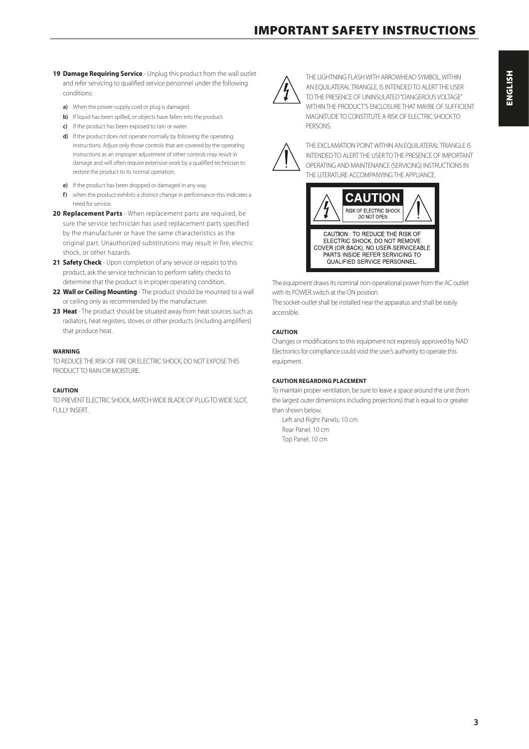# IMPORTANT SAFETY INSTRUCTIONS

**19 Damage Requiring Service** - Unplug this product from the wall outlet and refer servicing to qualified service personnel under the following conditions:

- **a)** When the power-supply cord or plug is damaged.
- **b)** If liquid has been spilled, or objects have fallen into the product.
- **c)** If the product has been exposed to rain or water.
- **d)** If the product does not operate normally by following the operating instructions. Adjust only those controls that are covered by the operating instructions as an improper adjustment of other controls may result in damage and will often require extensive work by a qualified technician to restore the product to its normal operation.
- **e)** If the product has been dropped or damaged in any way.
- **f)** when the product exhibits a distinct change in performance-this indicates a need for service.

**20 Replacement Parts** - When replacement parts are required, be sure the service technician has used replacement parts specified by the manufacturer or have the same characteristics as the original part. Unauthorized substitutions may result in fire, electric shock, or other hazards.

**21 Safety Check** - Upon completion of any service or repairs to this product, ask the service technician to perform safety checks to determine that the product is in proper operating condition.

**22 Wall or Ceiling Mounting** - The product should be mounted to a wall or ceiling only as recommended by the manufacturer.

**23 Heat** - The product should be situated away from heat sources such as radiators, heat registers, stoves or other products (including amplifiers) that produce heat.

**WARNING**

TO REDUCE THE RISK OF FIRE OR ELECTRIC SHOCK, DO NOT EXPOSE THIS PRODUCT TO RAIN OR MOISTURE.

**CAUTION**

TO PREVENT ELECTRIC SHOCK, MATCH WIDE BLADE OF PLUG TO WIDE SLOT, FULLY INSERT.

THE LIGHTNING FLASH WITH ARROWHEAD SYMBOL, WITHIN AN EQUILATERAL TRIANGLE, IS INTENDED TO ALERT THE USER TO THE PRESENCE OF UNINSULATED "DANGEROUS VOLTAGE" WITHIN THE PRODUCT'S ENCLOSURE THAT MAYBE OF SUFFICIENT MAGNITUDE TO CONSTITUTE A RISK OF ELECTRIC SHOCK TO PERSONS.

THE EXCLAMATION POINT WITHIN AN EQUILATERAL TRIANGLE IS INTENDED TO ALERT THE USER TO THE PRESENCE OF IMPORTANT OPERATING AND MAINTENANCE (SERVICING) INSTRUCTIONS IN THE LITERATURE ACCOMPANYING THE APPLIANCE.

**CAUTION**
RISK OF ELECTRIC SHOCK
DO NOT OPEN

CAUTION : TO REDUCE THE RISK OF ELECTRIC SHOCK, DO NOT REMOVE COVER (OR BACK). NO USER-SERVICEABLE PARTS INSIDE REFER SERVICING TO QUALIFIED SERVICE PERSONNEL.

The equipment draws its nominal non-operational power from the AC outlet with its POWER switch at the ON position.

The socket-outlet shall be installed near the apparatus and shall be easily accessible.

**CAUTION**

Changes or modifications to this equipment not expressly approved by NAD Electronics for compliance could void the user's authority to operate this equipment.

**CAUTION REGARDING PLACEMENT**

To maintain proper ventilation, be sure to leave a space around the unit (from the largest outer dimensions including projections) that is equal to or greater than shown below.

Left and Right Panels: 10 cm
Rear Panel: 10 cm
Top Panel: 10 cm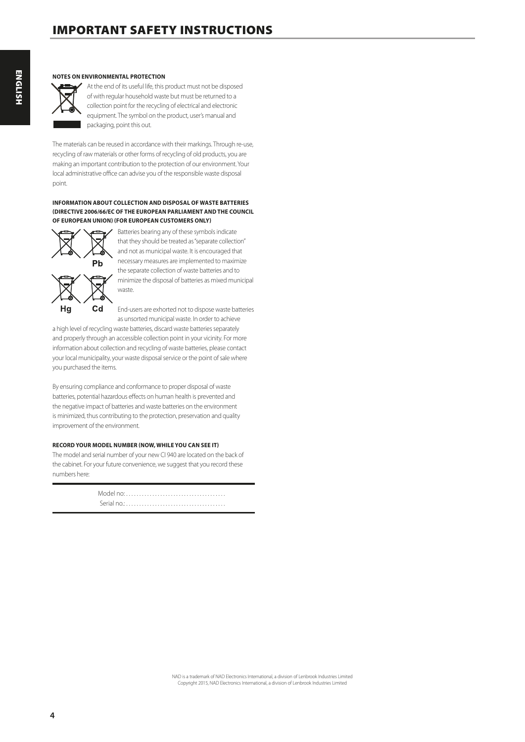# IMPORTANT SAFETY INSTRUCTIONS

**NOTES ON ENVIRONMENTAL PROTECTION**

At the end of its useful life, this product must not be disposed of with regular household waste but must be returned to a collection point for the recycling of electrical and electronic equipment. The symbol on the product, user's manual and packaging, point this out.

The materials can be reused in accordance with their markings. Through re-use, recycling of raw materials or other forms of recycling of old products, you are making an important contribution to the protection of our environment. Your local administrative office can advise you of the responsible waste disposal point.

**INFORMATION ABOUT COLLECTION AND DISPOSAL OF WASTE BATTERIES (DIRECTIVE 2006/66/EC OF THE EUROPEAN PARLIAMENT AND THE COUNCIL OF EUROPEAN UNION) (FOR EUROPEAN CUSTOMERS ONLY)**

Pb Hg Cd

Batteries bearing any of these symbols indicate that they should be treated as "separate collection" and not as municipal waste. It is encouraged that necessary measures are implemented to maximize the separate collection of waste batteries and to minimize the disposal of batteries as mixed municipal waste.

End-users are exhorted not to dispose waste batteries as unsorted municipal waste. In order to achieve a high level of recycling waste batteries, discard waste batteries separately and properly through an accessible collection point in your vicinity. For more information about collection and recycling of waste batteries, please contact your local municipality, your waste disposal service or the point of sale where you purchased the items.

By ensuring compliance and conformance to proper disposal of waste batteries, potential hazardous effects on human health is prevented and the negative impact of batteries and waste batteries on the environment is minimized, thus contributing to the protection, preservation and quality improvement of the environment.

**RECORD YOUR MODEL NUMBER (NOW, WHILE YOU CAN SEE IT)**

The model and serial number of your new CI 940 are located on the back of the cabinet. For your future convenience, we suggest that you record these numbers here:

Model no:.....................................

Serial no.:.....................................

NAD is a trademark of NAD Electronics International, a division of Lenbrook Industries Limited
Copyright 2015, NAD Electronics International, a division of Lenbrook Industries Limited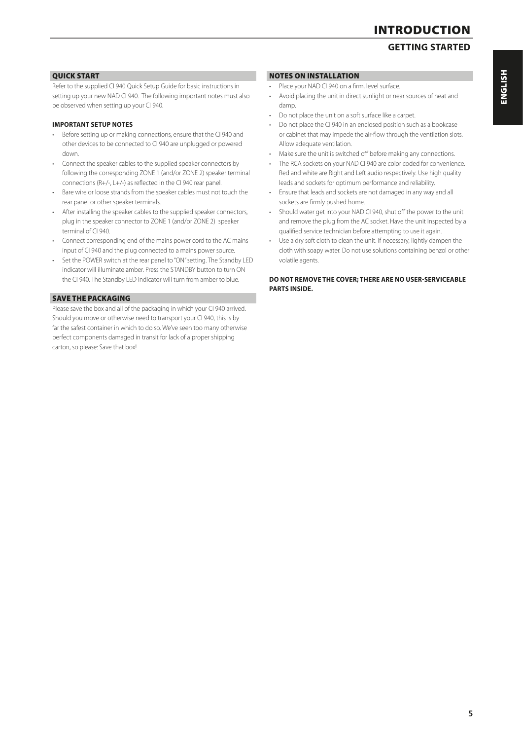# INTRODUCTION

## GETTING STARTED

### QUICK START

Refer to the supplied CI 940 Quick Setup Guide for basic instructions in setting up your new NAD CI 940. The following important notes must also be observed when setting up your CI 940.

**IMPORTANT SETUP NOTES**

- Before setting up or making connections, ensure that the CI 940 and other devices to be connected to CI 940 are unplugged or powered down.
- Connect the speaker cables to the supplied speaker connectors by following the corresponding ZONE 1 (and/or ZONE 2) speaker terminal connections (R+/-, L+/-) as reflected in the CI 940 rear panel.
- Bare wire or loose strands from the speaker cables must not touch the rear panel or other speaker terminals.
- After installing the speaker cables to the supplied speaker connectors, plug in the speaker connector to ZONE 1 (and/or ZONE 2) speaker terminal of CI 940.
- Connect corresponding end of the mains power cord to the AC mains input of CI 940 and the plug connected to a mains power source.
- Set the POWER switch at the rear panel to "ON" setting. The Standby LED indicator will illuminate amber. Press the STANDBY button to turn ON the CI 940. The Standby LED indicator will turn from amber to blue.

### SAVE THE PACKAGING

Please save the box and all of the packaging in which your CI 940 arrived. Should you move or otherwise need to transport your CI 940, this is by far the safest container in which to do so. We've seen too many otherwise perfect components damaged in transit for lack of a proper shipping carton, so please: Save that box!

### NOTES ON INSTALLATION

- Place your NAD CI 940 on a firm, level surface.
- Avoid placing the unit in direct sunlight or near sources of heat and damp.
- Do not place the unit on a soft surface like a carpet.
- Do not place the CI 940 in an enclosed position such as a bookcase or cabinet that may impede the air-flow through the ventilation slots. Allow adequate ventilation.
- Make sure the unit is switched off before making any connections.
- The RCA sockets on your NAD CI 940 are color coded for convenience. Red and white are Right and Left audio respectively. Use high quality leads and sockets for optimum performance and reliability.
- Ensure that leads and sockets are not damaged in any way and all sockets are firmly pushed home.
- Should water get into your NAD CI 940, shut off the power to the unit and remove the plug from the AC socket. Have the unit inspected by a qualified service technician before attempting to use it again.
- Use a dry soft cloth to clean the unit. If necessary, lightly dampen the cloth with soapy water. Do not use solutions containing benzol or other volatile agents.

**DO NOT REMOVE THE COVER; THERE ARE NO USER-SERVICEABLE PARTS INSIDE.**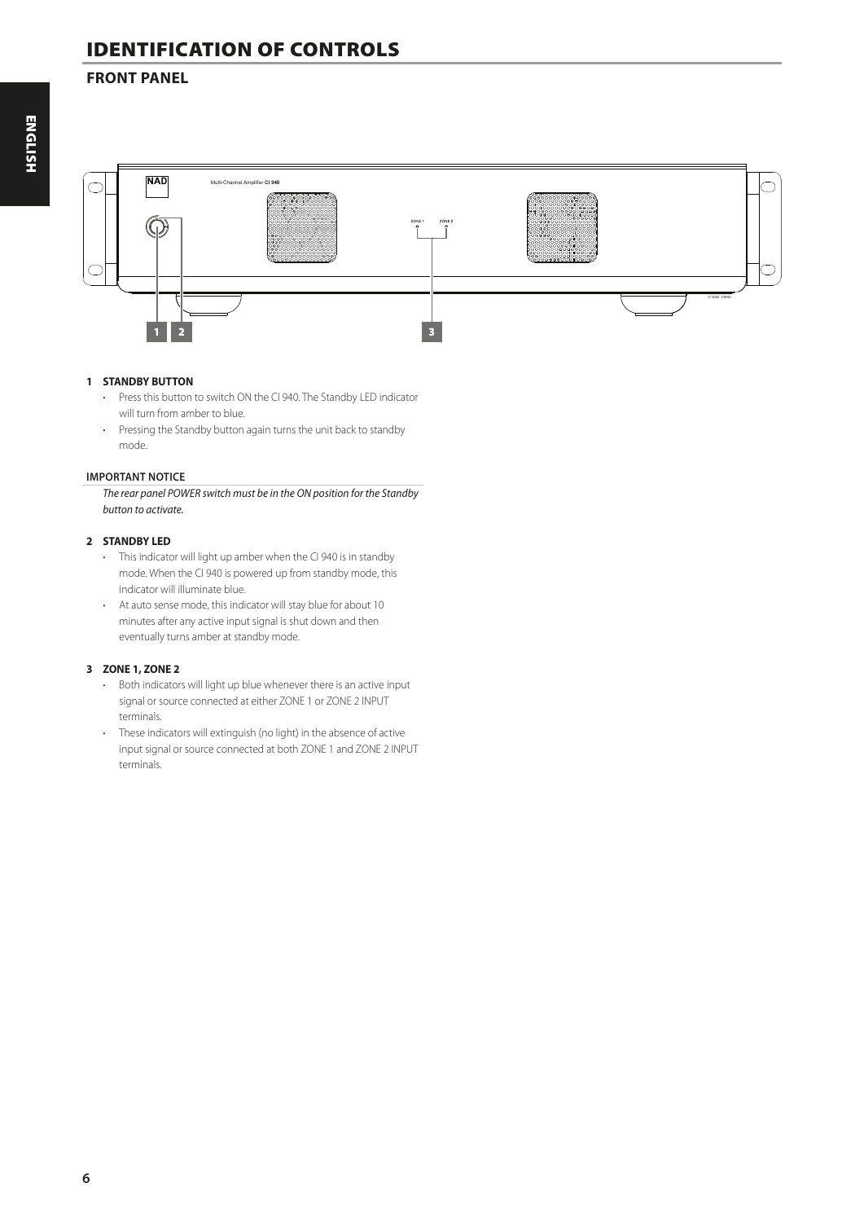# IDENTIFICATION OF CONTROLS

## FRONT PANEL

**1 STANDBY BUTTON**

- Press this button to switch ON the CI 940. The Standby LED indicator will turn from amber to blue.
- Pressing the Standby button again turns the unit back to standby mode.

**IMPORTANT NOTICE**

*The rear panel POWER switch must be in the ON position for the Standby button to activate.*

**2 STANDBY LED**

- This indicator will light up amber when the CI 940 is in standby mode. When the CI 940 is powered up from standby mode, this indicator will illuminate blue.
- At auto sense mode, this indicator will stay blue for about 10 minutes after any active input signal is shut down and then eventually turns amber at standby mode.

**3 ZONE 1, ZONE 2**

- Both indicators will light up blue whenever there is an active input signal or source connected at either ZONE 1 or ZONE 2 INPUT terminals.
- These indicators will extinguish (no light) in the absence of active input signal or source connected at both ZONE 1 and ZONE 2 INPUT terminals.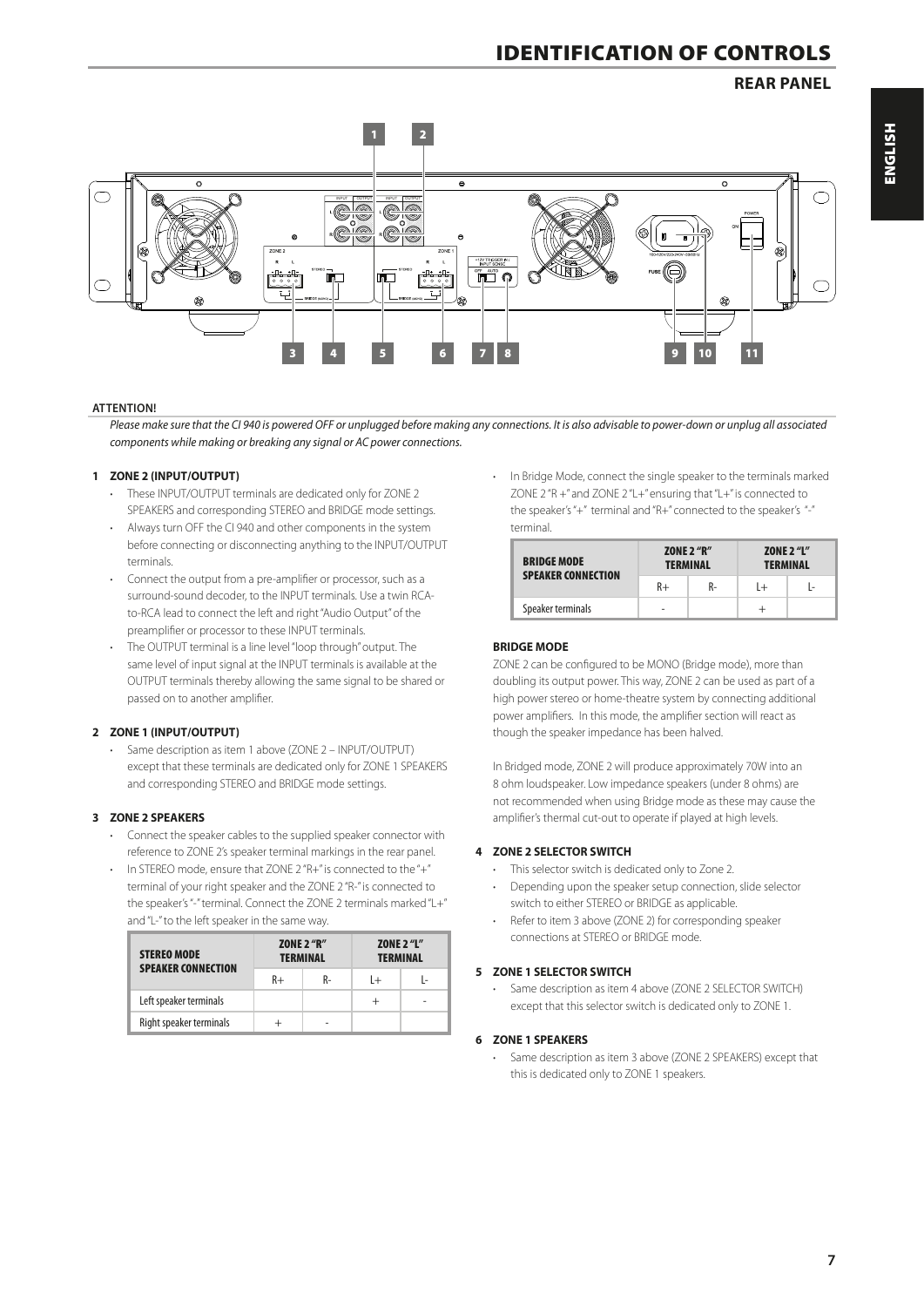# IDENTIFICATION OF CONTROLS

## REAR PANEL

**ATTENTION!**

*Please make sure that the CI 940 is powered OFF or unplugged before making any connections. It is also advisable to power-down or unplug all associated components while making or breaking any signal or AC power connections.*

### 1 ZONE 2 (INPUT/OUTPUT)

- These INPUT/OUTPUT terminals are dedicated only for ZONE 2 SPEAKERS and corresponding STEREO and BRIDGE mode settings.
- Always turn OFF the CI 940 and other components in the system before connecting or disconnecting anything to the INPUT/OUTPUT terminals.
- Connect the output from a pre-amplifier or processor, such as a surround-sound decoder, to the INPUT terminals. Use a twin RCA-to-RCA lead to connect the left and right "Audio Output" of the preamplifier or processor to these INPUT terminals.
- The OUTPUT terminal is a line level "loop through" output. The same level of input signal at the INPUT terminals is available at the OUTPUT terminals thereby allowing the same signal to be shared or passed on to another amplifier.

### 2 ZONE 1 (INPUT/OUTPUT)

- Same description as item 1 above (ZONE 2 – INPUT/OUTPUT) except that these terminals are dedicated only for ZONE 1 SPEAKERS and corresponding STEREO and BRIDGE mode settings.

### 3 ZONE 2 SPEAKERS

- Connect the speaker cables to the supplied speaker connector with reference to ZONE 2's speaker terminal markings in the rear panel.
- In STEREO mode, ensure that ZONE 2 "R+" is connected to the "+" terminal of your right speaker and the ZONE 2 "R-" is connected to the speaker's "-" terminal. Connect the ZONE 2 terminals marked "L+" and "L-" to the left speaker in the same way.

| STEREO MODE SPEAKER CONNECTION | ZONE 2 "R" TERMINAL | | ZONE 2 "L" TERMINAL | |
|---|---|---|---|---|
| | R+ | R- | L+ | L- |
| Left speaker terminals | | | + | - |
| Right speaker terminals | + | - | | |

- In Bridge Mode, connect the single speaker to the terminals marked ZONE 2 "R +" and ZONE 2 "L+" ensuring that "L+" is connected to the speaker's "+" terminal and "R+" connected to the speaker's "-" terminal.

| BRIDGE MODE SPEAKER CONNECTION | ZONE 2 "R" TERMINAL | | ZONE 2 "L" TERMINAL | |
|---|---|---|---|---|
| | R+ | R- | L+ | L- |
| Speaker terminals | - | | + | |

**BRIDGE MODE**

ZONE 2 can be configured to be MONO (Bridge mode), more than doubling its output power. This way, ZONE 2 can be used as part of a high power stereo or home-theatre system by connecting additional power amplifiers. In this mode, the amplifier section will react as though the speaker impedance has been halved.

In Bridged mode, ZONE 2 will produce approximately 70W into an 8 ohm loudspeaker. Low impedance speakers (under 8 ohms) are not recommended when using Bridge mode as these may cause the amplifier's thermal cut-out to operate if played at high levels.

### 4 ZONE 2 SELECTOR SWITCH

- This selector switch is dedicated only to Zone 2.
- Depending upon the speaker setup connection, slide selector switch to either STEREO or BRIDGE as applicable.
- Refer to item 3 above (ZONE 2) for corresponding speaker connections at STEREO or BRIDGE mode.

### 5 ZONE 1 SELECTOR SWITCH

- Same description as item 4 above (ZONE 2 SELECTOR SWITCH) except that this selector switch is dedicated only to ZONE 1.

### 6 ZONE 1 SPEAKERS

- Same description as item 3 above (ZONE 2 SPEAKERS) except that this is dedicated only to ZONE 1 speakers.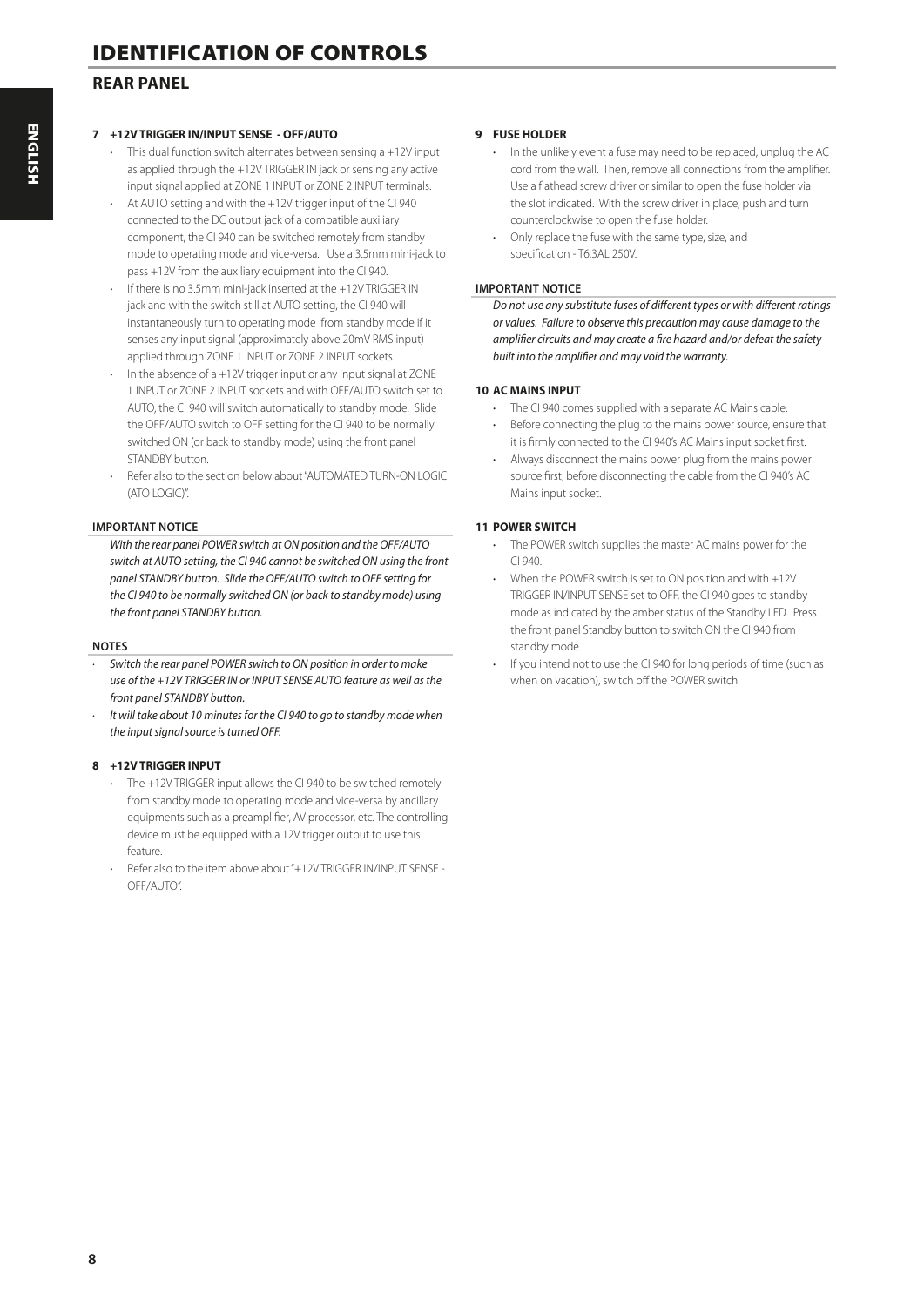# IDENTIFICATION OF CONTROLS

## REAR PANEL

### 7 +12V TRIGGER IN/INPUT SENSE - OFF/AUTO

- This dual function switch alternates between sensing a +12V input as applied through the +12V TRIGGER IN jack or sensing any active input signal applied at ZONE 1 INPUT or ZONE 2 INPUT terminals.
- At AUTO setting and with the +12V trigger input of the CI 940 connected to the DC output jack of a compatible auxiliary component, the CI 940 can be switched remotely from standby mode to operating mode and vice-versa. Use a 3.5mm mini-jack to pass +12V from the auxiliary equipment into the CI 940.
- If there is no 3.5mm mini-jack inserted at the +12V TRIGGER IN jack and with the switch still at AUTO setting, the CI 940 will instantaneously turn to operating mode from standby mode if it senses any input signal (approximately above 20mV RMS input) applied through ZONE 1 INPUT or ZONE 2 INPUT sockets.
- In the absence of a +12V trigger input or any input signal at ZONE 1 INPUT or ZONE 2 INPUT sockets and with OFF/AUTO switch set to AUTO, the CI 940 will switch automatically to standby mode. Slide the OFF/AUTO switch to OFF setting for the CI 940 to be normally switched ON (or back to standby mode) using the front panel STANDBY button.
- Refer also to the section below about "AUTOMATED TURN-ON LOGIC (ATO LOGIC)".

**IMPORTANT NOTICE**

*With the rear panel POWER switch at ON position and the OFF/AUTO switch at AUTO setting, the CI 940 cannot be switched ON using the front panel STANDBY button. Slide the OFF/AUTO switch to OFF setting for the CI 940 to be normally switched ON (or back to standby mode) using the front panel STANDBY button.*

**NOTES**

- *Switch the rear panel POWER switch to ON position in order to make use of the +12V TRIGGER IN or INPUT SENSE AUTO feature as well as the front panel STANDBY button.*
- *It will take about 10 minutes for the CI 940 to go to standby mode when the input signal source is turned OFF.*

### 8 +12V TRIGGER INPUT

- The +12V TRIGGER input allows the CI 940 to be switched remotely from standby mode to operating mode and vice-versa by ancillary equipments such as a preamplifier, AV processor, etc. The controlling device must be equipped with a 12V trigger output to use this feature.
- Refer also to the item above about "+12V TRIGGER IN/INPUT SENSE - OFF/AUTO".

### 9 FUSE HOLDER

- In the unlikely event a fuse may need to be replaced, unplug the AC cord from the wall. Then, remove all connections from the amplifier. Use a flathead screw driver or similar to open the fuse holder via the slot indicated. With the screw driver in place, push and turn counterclockwise to open the fuse holder.
- Only replace the fuse with the same type, size, and specification - T6.3AL 250V.

**IMPORTANT NOTICE**

*Do not use any substitute fuses of different types or with different ratings or values. Failure to observe this precaution may cause damage to the amplifier circuits and may create a fire hazard and/or defeat the safety built into the amplifier and may void the warranty.*

### 10 AC MAINS INPUT

- The CI 940 comes supplied with a separate AC Mains cable.
- Before connecting the plug to the mains power source, ensure that it is firmly connected to the CI 940's AC Mains input socket first.
- Always disconnect the mains power plug from the mains power source first, before disconnecting the cable from the CI 940's AC Mains input socket.

### 11 POWER SWITCH

- The POWER switch supplies the master AC mains power for the CI 940.
- When the POWER switch is set to ON position and with +12V TRIGGER IN/INPUT SENSE set to OFF, the CI 940 goes to standby mode as indicated by the amber status of the Standby LED. Press the front panel Standby button to switch ON the CI 940 from standby mode.
- If you intend not to use the CI 940 for long periods of time (such as when on vacation), switch off the POWER switch.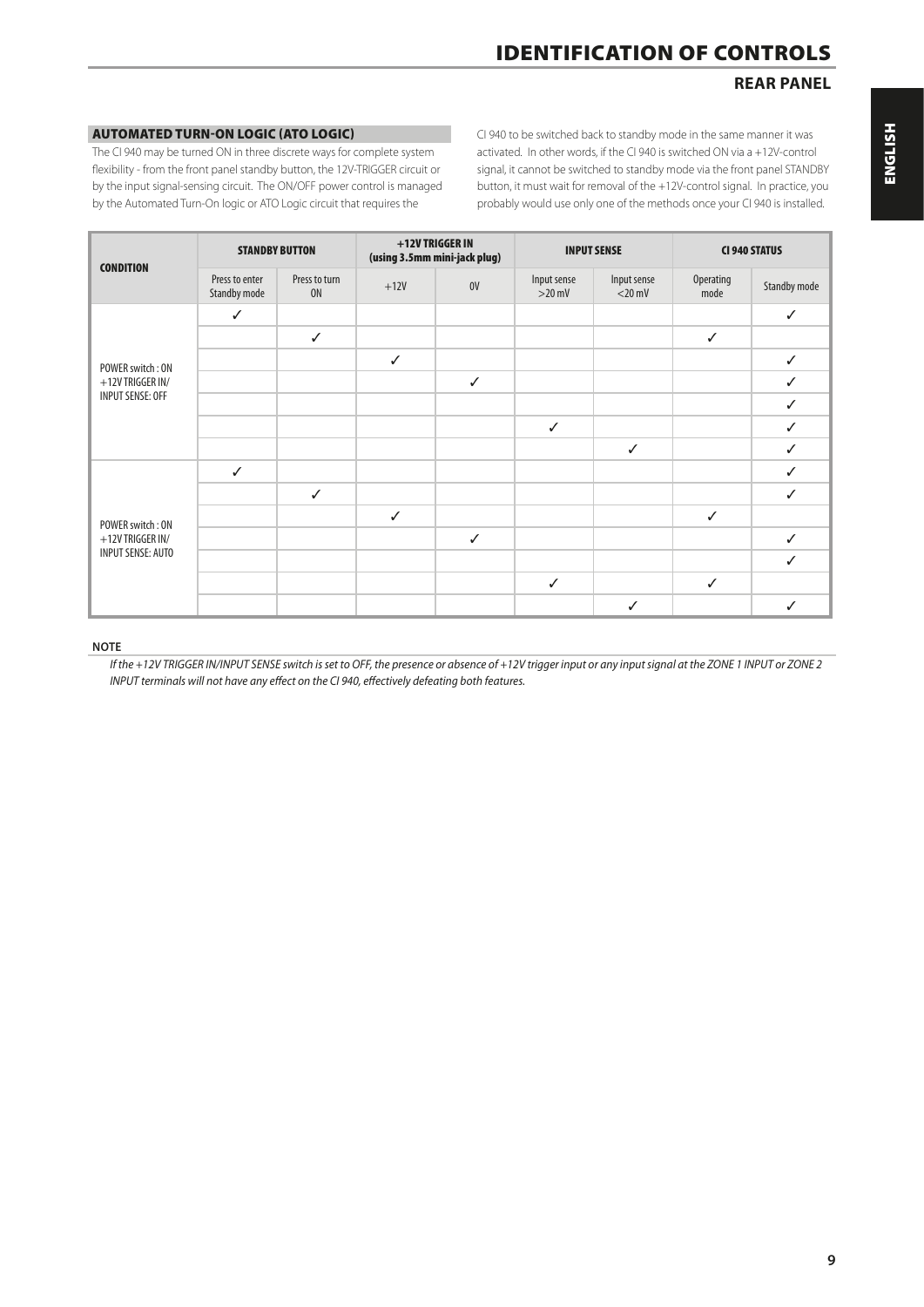# IDENTIFICATION OF CONTROLS

## REAR PANEL

### AUTOMATED TURN-ON LOGIC (ATO LOGIC)

The CI 940 may be turned ON in three discrete ways for complete system flexibility - from the front panel standby button, the 12V-TRIGGER circuit or by the input signal-sensing circuit. The ON/OFF power control is managed by the Automated Turn-On logic or ATO Logic circuit that requires the CI 940 to be switched back to standby mode in the same manner it was activated. In other words, if the CI 940 is switched ON via a +12V-control signal, it cannot be switched to standby mode via the front panel STANDBY button, it must wait for removal of the +12V-control signal. In practice, you probably would use only one of the methods once your CI 940 is installed.

| CONDITION | STANDBY BUTTON | | +12V TRIGGER IN (using 3.5mm mini-jack plug) | | INPUT SENSE | | CI 940 STATUS | |
|---|---|---|---|---|---|---|---|---|
| | Press to enter Standby mode | Press to turn ON | +12V | 0V | Input sense >20 mV | Input sense <20 mV | Operating mode | Standby mode |
| POWER switch : ON +12V TRIGGER IN/ INPUT SENSE: OFF | ✓ | | | | | | | ✓ |
| | | ✓ | | | | | ✓ | |
| | | | ✓ | | | | | ✓ |
| | | | | ✓ | | | | ✓ |
| | | | | | | | | ✓ |
| | | | | | ✓ | | | ✓ |
| | | | | | | ✓ | | ✓ |
| POWER switch : ON +12V TRIGGER IN/ INPUT SENSE: AUTO | ✓ | | | | | | | ✓ |
| | | ✓ | | | | | | ✓ |
| | | | ✓ | | | | ✓ | |
| | | | | ✓ | | | | ✓ |
| | | | | | | | | ✓ |
| | | | | | ✓ | | ✓ | |
| | | | | | | ✓ | | ✓ |

**NOTE**

*If the +12V TRIGGER IN/INPUT SENSE switch is set to OFF, the presence or absence of +12V trigger input or any input signal at the ZONE 1 INPUT or ZONE 2 INPUT terminals will not have any effect on the CI 940, effectively defeating both features.*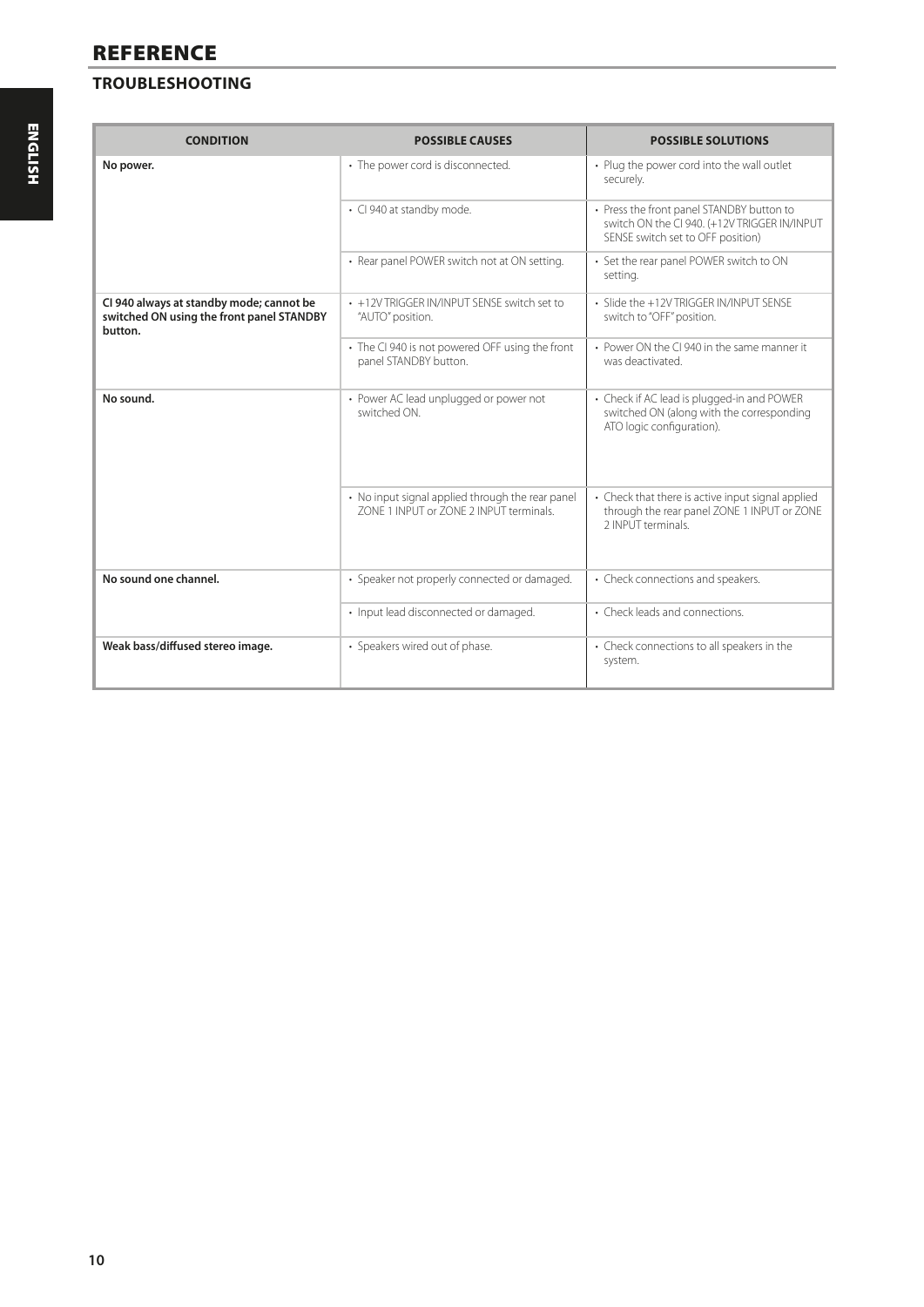# REFERENCE

## TROUBLESHOOTING

| CONDITION | POSSIBLE CAUSES | POSSIBLE SOLUTIONS |
|---|---|---|
| **No power.** | • The power cord is disconnected. | • Plug the power cord into the wall outlet securely. |
| | • CI 940 at standby mode. | • Press the front panel STANDBY button to switch ON the CI 940. (+12V TRIGGER IN/INPUT SENSE switch set to OFF position) |
| | • Rear panel POWER switch not at ON setting. | • Set the rear panel POWER switch to ON setting. |
| **CI 940 always at standby mode; cannot be switched ON using the front panel STANDBY button.** | • +12V TRIGGER IN/INPUT SENSE switch set to "AUTO" position. | • Slide the +12V TRIGGER IN/INPUT SENSE switch to "OFF" position. |
| | • The CI 940 is not powered OFF using the front panel STANDBY button. | • Power ON the CI 940 in the same manner it was deactivated. |
| **No sound.** | • Power AC lead unplugged or power not switched ON. | • Check if AC lead is plugged-in and POWER switched ON (along with the corresponding ATO logic configuration). |
| | • No input signal applied through the rear panel ZONE 1 INPUT or ZONE 2 INPUT terminals. | • Check that there is active input signal applied through the rear panel ZONE 1 INPUT or ZONE 2 INPUT terminals. |
| **No sound one channel.** | • Speaker not properly connected or damaged. | • Check connections and speakers. |
| | • Input lead disconnected or damaged. | • Check leads and connections. |
| **Weak bass/diffused stereo image.** | • Speakers wired out of phase. | • Check connections to all speakers in the system. |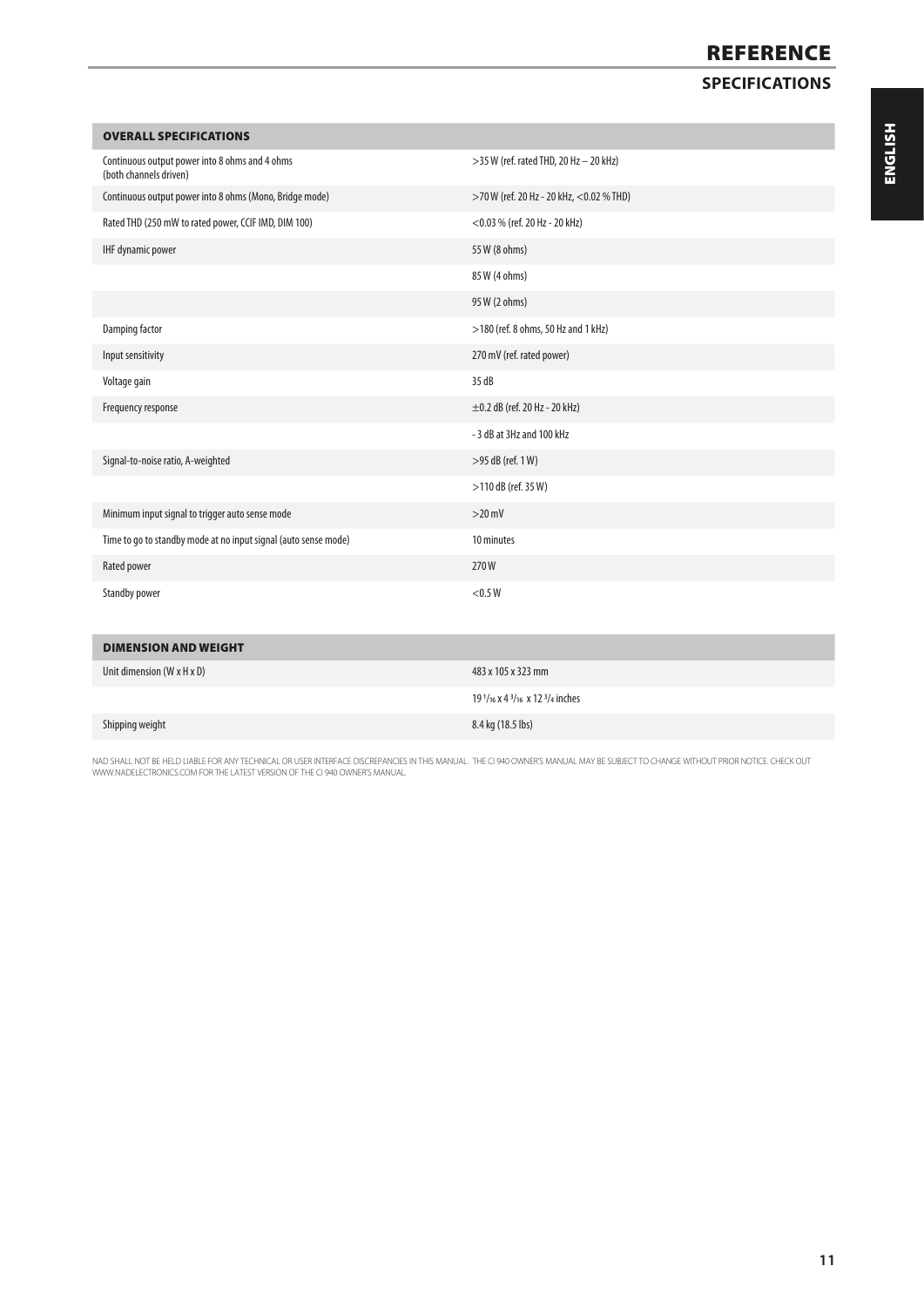# REFERENCE

## SPECIFICATIONS

| OVERALL SPECIFICATIONS | |
|---|---|
| Continuous output power into 8 ohms and 4 ohms (both channels driven) | >35 W (ref. rated THD, 20 Hz – 20 kHz) |
| Continuous output power into 8 ohms (Mono, Bridge mode) | >70 W (ref. 20 Hz - 20 kHz, <0.02 % THD) |
| Rated THD (250 mW to rated power, CCIF IMD, DIM 100) | <0.03 % (ref. 20 Hz - 20 kHz) |
| IHF dynamic power | 55 W (8 ohms) |
| | 85 W (4 ohms) |
| | 95 W (2 ohms) |
| Damping factor | >180 (ref. 8 ohms, 50 Hz and 1 kHz) |
| Input sensitivity | 270 mV (ref. rated power) |
| Voltage gain | 35 dB |
| Frequency response | ±0.2 dB (ref. 20 Hz - 20 kHz) |
| | - 3 dB at 3Hz and 100 kHz |
| Signal-to-noise ratio, A-weighted | >95 dB (ref. 1 W) |
| | >110 dB (ref. 35 W) |
| Minimum input signal to trigger auto sense mode | >20 mV |
| Time to go to standby mode at no input signal (auto sense mode) | 10 minutes |
| Rated power | 270 W |
| Standby power | <0.5 W |

| DIMENSION AND WEIGHT | |
|---|---|
| Unit dimension (W x H x D) | 483 x 105 x 323 mm |
| | 19 1/16 x 4 3/16 x 12 3/4 inches |
| Shipping weight | 8.4 kg (18.5 lbs) |

NAD SHALL NOT BE HELD LIABLE FOR ANY TECHNICAL OR USER INTERFACE DISCREPANCIES IN THIS MANUAL. THE CI 940 OWNER'S MANUAL MAY BE SUBJECT TO CHANGE WITHOUT PRIOR NOTICE. CHECK OUT WWW.NADELECTRONICS.COM FOR THE LATEST VERSION OF THE CI 940 OWNER'S MANUAL.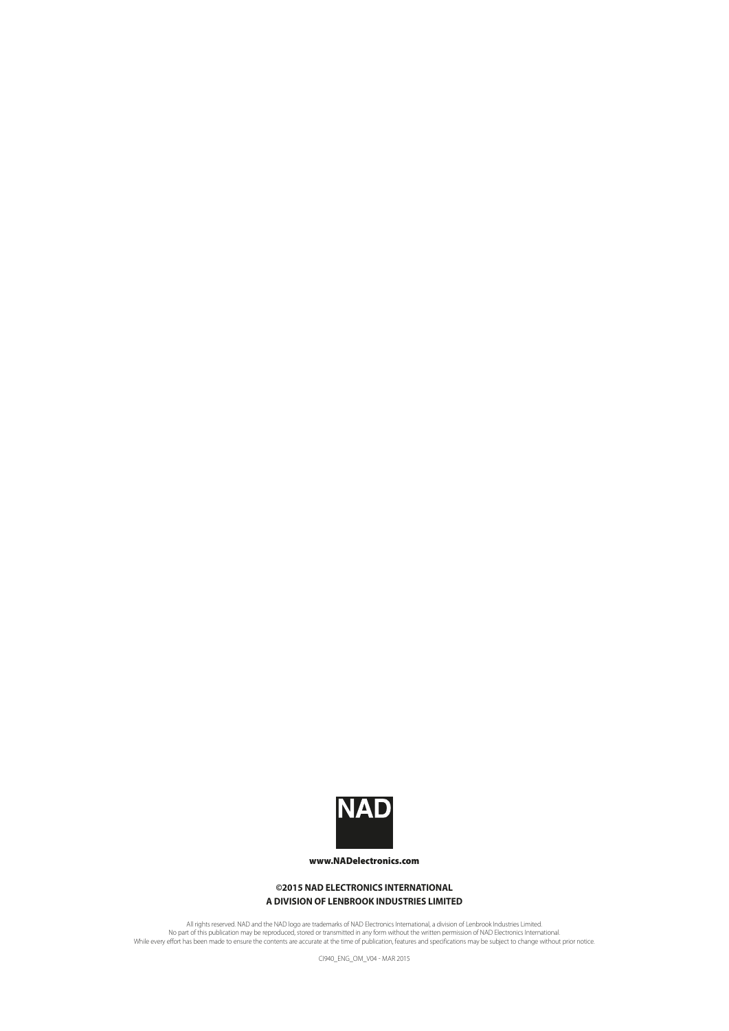NAD

**www.NADelectronics.com**

**©2015 NAD ELECTRONICS INTERNATIONAL**
**A DIVISION OF LENBROOK INDUSTRIES LIMITED**

All rights reserved. NAD and the NAD logo are trademarks of NAD Electronics International, a division of Lenbrook Industries Limited.
No part of this publication may be reproduced, stored or transmitted in any form without the written permission of NAD Electronics International.
While every effort has been made to ensure the contents are accurate at the time of publication, features and specifications may be subject to change without prior notice.

CI940_ENG_OM_V04 - MAR 2015